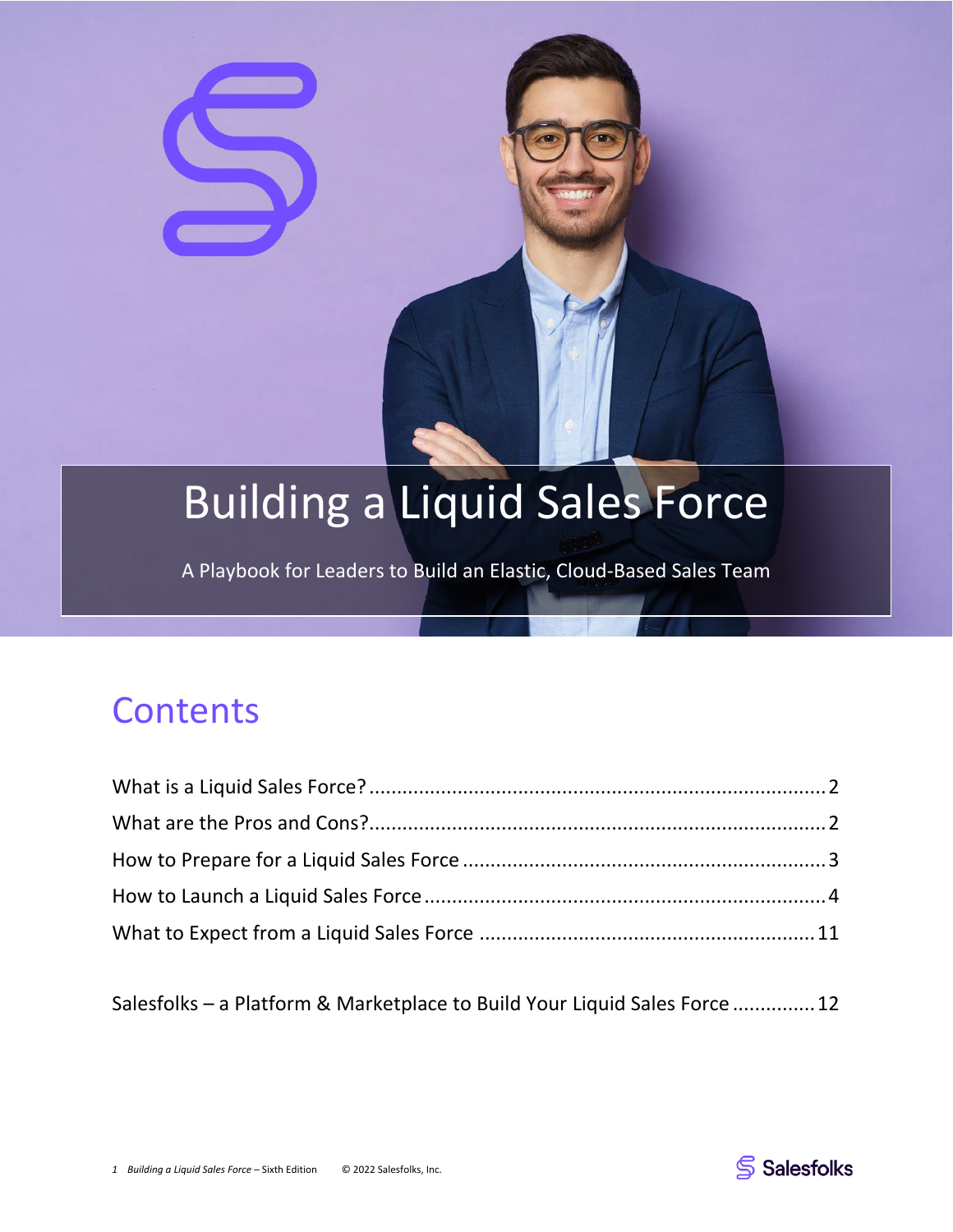# Building a Liquid Sales Force

A Playbook for Leaders to Build an Elastic, Cloud-Based Sales Team

## Contents

What is a Liquid Sales Force? ........................................ 2

What are the Pros and Cons? ........................................ 2

How to Prepare for a Liquid Sales Force ........................................ 3

How to Launch a Liquid Sales Force ........................................ 4

What to Expect from a Liquid Sales Force ........................................ 11

Salesfolks – a Platform & Marketplace to Build Your Liquid Sales Force ........................................ 12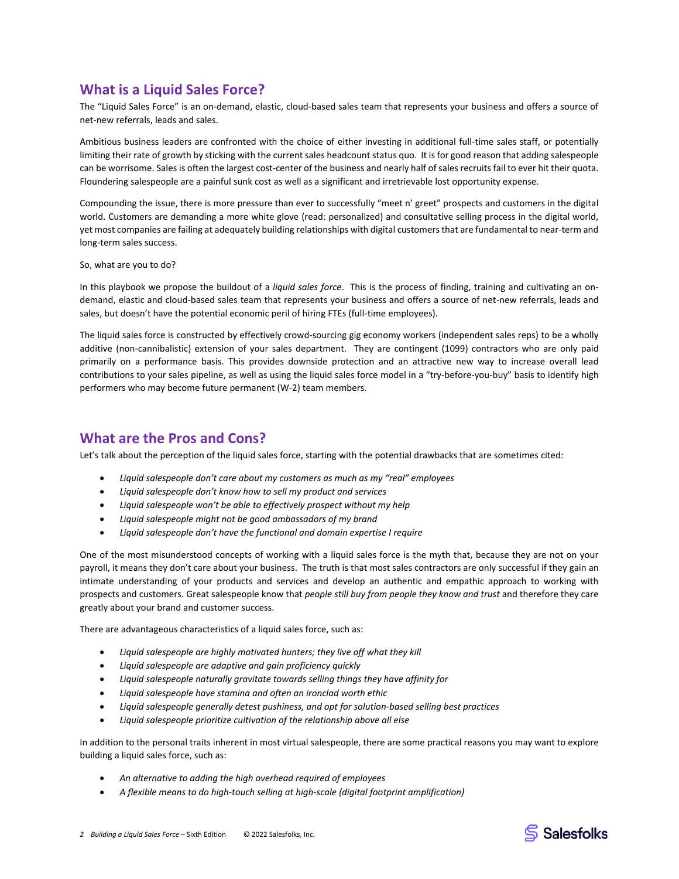## What is a Liquid Sales Force?

The "Liquid Sales Force" is an on-demand, elastic, cloud-based sales team that represents your business and offers a source of net-new referrals, leads and sales.

Ambitious business leaders are confronted with the choice of either investing in additional full-time sales staff, or potentially limiting their rate of growth by sticking with the current sales headcount status quo. It is for good reason that adding salespeople can be worrisome. Sales is often the largest cost-center of the business and nearly half of sales recruits fail to ever hit their quota. Floundering salespeople are a painful sunk cost as well as a significant and irretrievable lost opportunity expense.

Compounding the issue, there is more pressure than ever to successfully "meet n' greet" prospects and customers in the digital world. Customers are demanding a more white glove (read: personalized) and consultative selling process in the digital world, yet most companies are failing at adequately building relationships with digital customers that are fundamental to near-term and long-term sales success.

So, what are you to do?

In this playbook we propose the buildout of a *liquid sales force*. This is the process of finding, training and cultivating an on-demand, elastic and cloud-based sales team that represents your business and offers a source of net-new referrals, leads and sales, but doesn't have the potential economic peril of hiring FTEs (full-time employees).

The liquid sales force is constructed by effectively crowd-sourcing gig economy workers (independent sales reps) to be a wholly additive (non-cannibalistic) extension of your sales department. They are contingent (1099) contractors who are only paid primarily on a performance basis. This provides downside protection and an attractive new way to increase overall lead contributions to your sales pipeline, as well as using the liquid sales force model in a "try-before-you-buy" basis to identify high performers who may become future permanent (W-2) team members.

## What are the Pros and Cons?

Let's talk about the perception of the liquid sales force, starting with the potential drawbacks that are sometimes cited:

- *Liquid salespeople don't care about my customers as much as my "real" employees*
- *Liquid salespeople don't know how to sell my product and services*
- *Liquid salespeople won't be able to effectively prospect without my help*
- *Liquid salespeople might not be good ambassadors of my brand*
- *Liquid salespeople don't have the functional and domain expertise I require*

One of the most misunderstood concepts of working with a liquid sales force is the myth that, because they are not on your payroll, it means they don't care about your business. The truth is that most sales contractors are only successful if they gain an intimate understanding of your products and services and develop an authentic and empathic approach to working with prospects and customers. Great salespeople know that *people still buy from people they know and trust* and therefore they care greatly about your brand and customer success.

There are advantageous characteristics of a liquid sales force, such as:

- *Liquid salespeople are highly motivated hunters; they live off what they kill*
- *Liquid salespeople are adaptive and gain proficiency quickly*
- *Liquid salespeople naturally gravitate towards selling things they have affinity for*
- *Liquid salespeople have stamina and often an ironclad worth ethic*
- *Liquid salespeople generally detest pushiness, and opt for solution-based selling best practices*
- *Liquid salespeople prioritize cultivation of the relationship above all else*

In addition to the personal traits inherent in most virtual salespeople, there are some practical reasons you may want to explore building a liquid sales force, such as:

- *An alternative to adding the high overhead required of employees*
- *A flexible means to do high-touch selling at high-scale (digital footprint amplification)*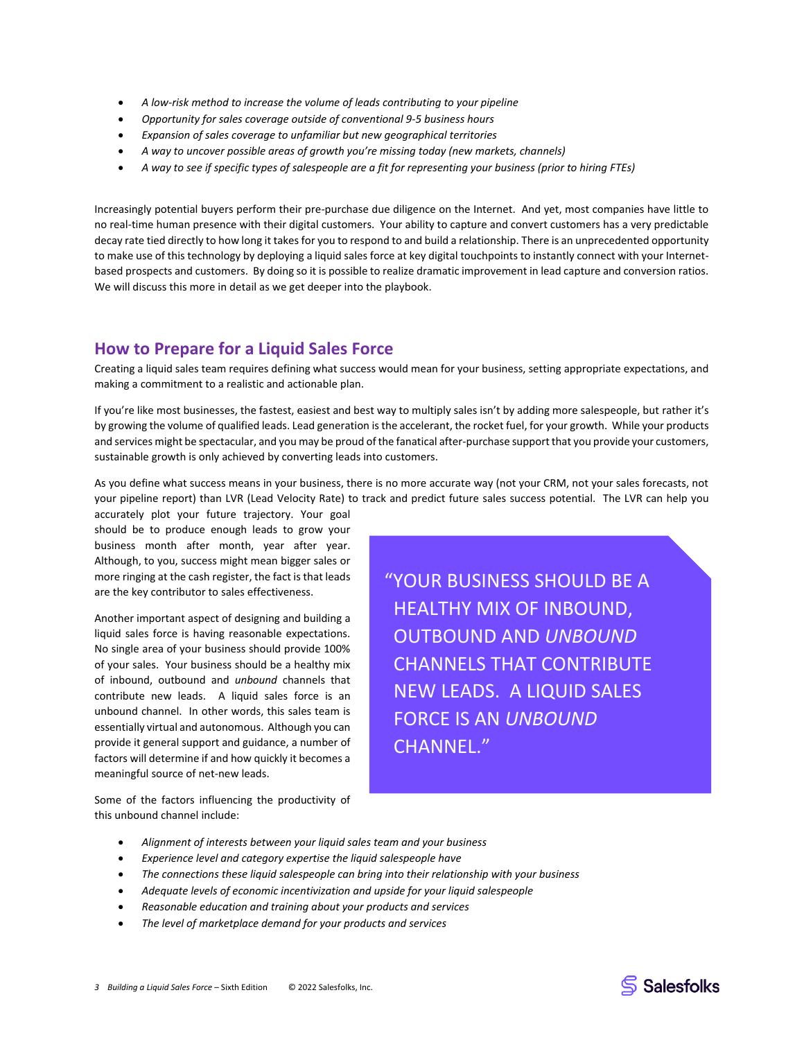- *A low-risk method to increase the volume of leads contributing to your pipeline*
- *Opportunity for sales coverage outside of conventional 9-5 business hours*
- *Expansion of sales coverage to unfamiliar but new geographical territories*
- *A way to uncover possible areas of growth you're missing today (new markets, channels)*
- *A way to see if specific types of salespeople are a fit for representing your business (prior to hiring FTEs)*

Increasingly potential buyers perform their pre-purchase due diligence on the Internet. And yet, most companies have little to no real-time human presence with their digital customers. Your ability to capture and convert customers has a very predictable decay rate tied directly to how long it takes for you to respond to and build a relationship. There is an unprecedented opportunity to make use of this technology by deploying a liquid sales force at key digital touchpoints to instantly connect with your Internet-based prospects and customers. By doing so it is possible to realize dramatic improvement in lead capture and conversion ratios. We will discuss this more in detail as we get deeper into the playbook.

## How to Prepare for a Liquid Sales Force

Creating a liquid sales team requires defining what success would mean for your business, setting appropriate expectations, and making a commitment to a realistic and actionable plan.

If you're like most businesses, the fastest, easiest and best way to multiply sales isn't by adding more salespeople, but rather it's by growing the volume of qualified leads. Lead generation is the accelerant, the rocket fuel, for your growth. While your products and services might be spectacular, and you may be proud of the fanatical after-purchase support that you provide your customers, sustainable growth is only achieved by converting leads into customers.

As you define what success means in your business, there is no more accurate way (not your CRM, not your sales forecasts, not your pipeline report) than LVR (Lead Velocity Rate) to track and predict future sales success potential. The LVR can help you accurately plot your future trajectory. Your goal should be to produce enough leads to grow your business month after month, year after year. Although, to you, success might mean bigger sales or more ringing at the cash register, the fact is that leads are the key contributor to sales effectiveness.

Another important aspect of designing and building a liquid sales force is having reasonable expectations. No single area of your business should provide 100% of your sales. Your business should be a healthy mix of inbound, outbound and *unbound* channels that contribute new leads. A liquid sales force is an unbound channel. In other words, this sales team is essentially virtual and autonomous. Although you can provide it general support and guidance, a number of factors will determine if and how quickly it becomes a meaningful source of net-new leads.

> "YOUR BUSINESS SHOULD BE A HEALTHY MIX OF INBOUND, OUTBOUND AND *UNBOUND* CHANNELS THAT CONTRIBUTE NEW LEADS. A LIQUID SALES FORCE IS AN *UNBOUND* CHANNEL."

Some of the factors influencing the productivity of this unbound channel include:

- *Alignment of interests between your liquid sales team and your business*
- *Experience level and category expertise the liquid salespeople have*
- *The connections these liquid salespeople can bring into their relationship with your business*
- *Adequate levels of economic incentivization and upside for your liquid salespeople*
- *Reasonable education and training about your products and services*
- *The level of marketplace demand for your products and services*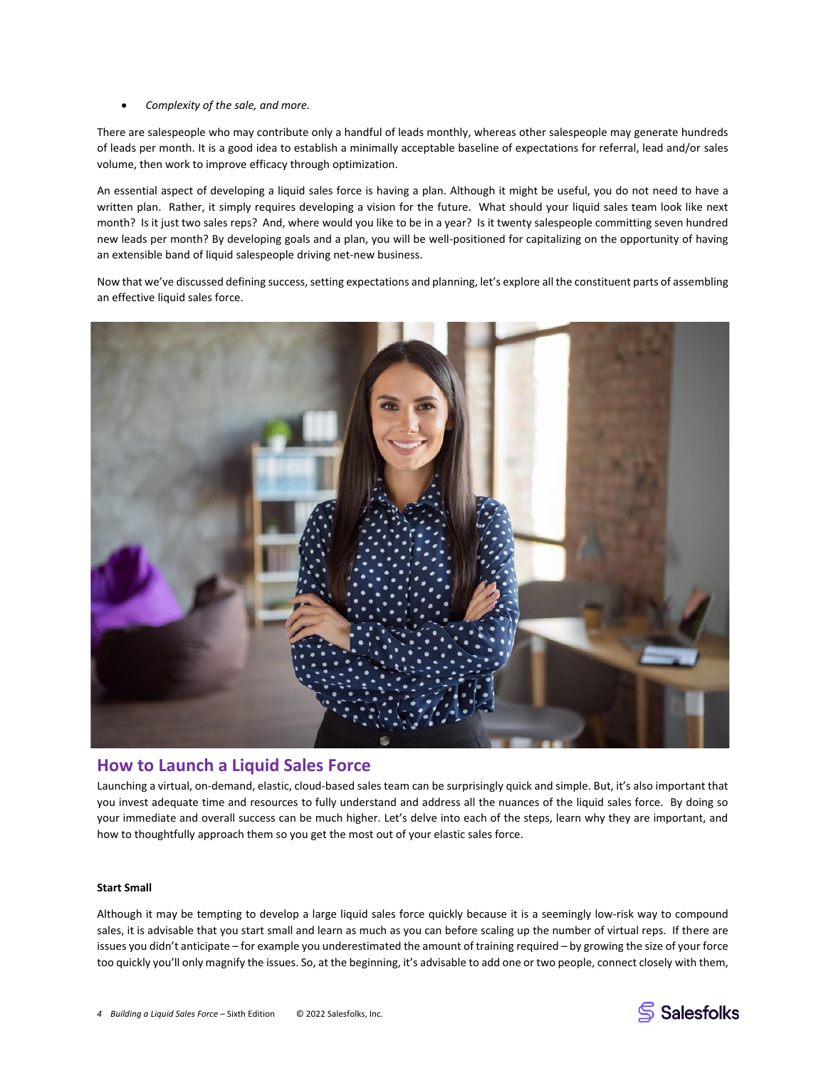- *Complexity of the sale, and more.*

There are salespeople who may contribute only a handful of leads monthly, whereas other salespeople may generate hundreds of leads per month. It is a good idea to establish a minimally acceptable baseline of expectations for referral, lead and/or sales volume, then work to improve efficacy through optimization.

An essential aspect of developing a liquid sales force is having a plan. Although it might be useful, you do not need to have a written plan. Rather, it simply requires developing a vision for the future. What should your liquid sales team look like next month? Is it just two sales reps? And, where would you like to be in a year? Is it twenty salespeople committing seven hundred new leads per month? By developing goals and a plan, you will be well-positioned for capitalizing on the opportunity of having an extensible band of liquid salespeople driving net-new business.

Now that we've discussed defining success, setting expectations and planning, let's explore all the constituent parts of assembling an effective liquid sales force.

## How to Launch a Liquid Sales Force

Launching a virtual, on-demand, elastic, cloud-based sales team can be surprisingly quick and simple. But, it's also important that you invest adequate time and resources to fully understand and address all the nuances of the liquid sales force. By doing so your immediate and overall success can be much higher. Let's delve into each of the steps, learn why they are important, and how to thoughtfully approach them so you get the most out of your elastic sales force.

**Start Small**

Although it may be tempting to develop a large liquid sales force quickly because it is a seemingly low-risk way to compound sales, it is advisable that you start small and learn as much as you can before scaling up the number of virtual reps. If there are issues you didn't anticipate – for example you underestimated the amount of training required – by growing the size of your force too quickly you'll only magnify the issues. So, at the beginning, it's advisable to add one or two people, connect closely with them,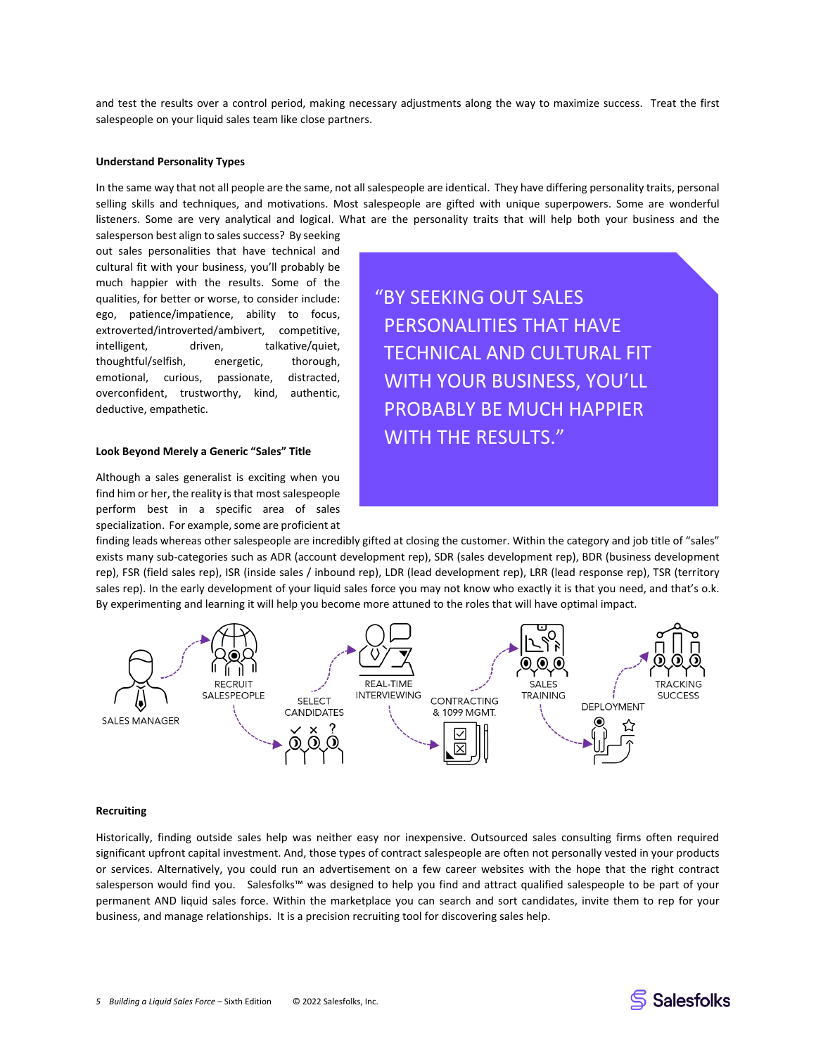and test the results over a control period, making necessary adjustments along the way to maximize success. Treat the first salespeople on your liquid sales team like close partners.

### Understand Personality Types

In the same way that not all people are the same, not all salespeople are identical. They have differing personality traits, personal selling skills and techniques, and motivations. Most salespeople are gifted with unique superpowers. Some are wonderful listeners. Some are very analytical and logical. What are the personality traits that will help both your business and the salesperson best align to sales success? By seeking out sales personalities that have technical and cultural fit with your business, you'll probably be much happier with the results. Some of the qualities, for better or worse, to consider include: ego, patience/impatience, ability to focus, extroverted/introverted/ambivert, competitive, intelligent, driven, talkative/quiet, thoughtful/selfish, energetic, thorough, emotional, curious, passionate, distracted, overconfident, trustworthy, kind, authentic, deductive, empathetic.

> "BY SEEKING OUT SALES PERSONALITIES THAT HAVE TECHNICAL AND CULTURAL FIT WITH YOUR BUSINESS, YOU'LL PROBABLY BE MUCH HAPPIER WITH THE RESULTS."

### Look Beyond Merely a Generic "Sales" Title

Although a sales generalist is exciting when you find him or her, the reality is that most salespeople perform best in a specific area of sales specialization. For example, some are proficient at finding leads whereas other salespeople are incredibly gifted at closing the customer. Within the category and job title of "sales" exists many sub-categories such as ADR (account development rep), SDR (sales development rep), BDR (business development rep), FSR (field sales rep), ISR (inside sales / inbound rep), LDR (lead development rep), LRR (lead response rep), TSR (territory sales rep). In the early development of your liquid sales force you may not know who exactly it is that you need, and that's o.k. By experimenting and learning it will help you become more attuned to the roles that will have optimal impact.

SALES MANAGER → RECRUIT SALESPEOPLE → SELECT CANDIDATES → REAL-TIME INTERVIEWING → CONTRACTING & 1099 MGMT. → SALES TRAINING → DEPLOYMENT → TRACKING SUCCESS

### Recruiting

Historically, finding outside sales help was neither easy nor inexpensive. Outsourced sales consulting firms often required significant upfront capital investment. And, those types of contract salespeople are often not personally vested in your products or services. Alternatively, you could run an advertisement on a few career websites with the hope that the right contract salesperson would find you. Salesfolks™ was designed to help you find and attract qualified salespeople to be part of your permanent AND liquid sales force. Within the marketplace you can search and sort candidates, invite them to rep for your business, and manage relationships. It is a precision recruiting tool for discovering sales help.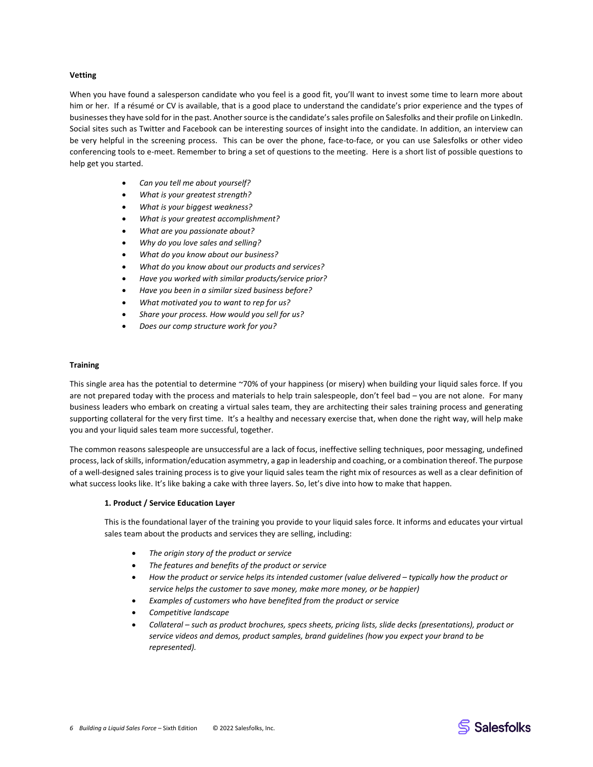**Vetting**

When you have found a salesperson candidate who you feel is a good fit, you'll want to invest some time to learn more about him or her. If a résumé or CV is available, that is a good place to understand the candidate's prior experience and the types of businesses they have sold for in the past. Another source is the candidate's sales profile on Salesfolks and their profile on LinkedIn. Social sites such as Twitter and Facebook can be interesting sources of insight into the candidate. In addition, an interview can be very helpful in the screening process. This can be over the phone, face-to-face, or you can use Salesfolks or other video conferencing tools to e-meet. Remember to bring a set of questions to the meeting. Here is a short list of possible questions to help get you started.

- *Can you tell me about yourself?*
- *What is your greatest strength?*
- *What is your biggest weakness?*
- *What is your greatest accomplishment?*
- *What are you passionate about?*
- *Why do you love sales and selling?*
- *What do you know about our business?*
- *What do you know about our products and services?*
- *Have you worked with similar products/service prior?*
- *Have you been in a similar sized business before?*
- *What motivated you to want to rep for us?*
- *Share your process. How would you sell for us?*
- *Does our comp structure work for you?*

**Training**

This single area has the potential to determine ~70% of your happiness (or misery) when building your liquid sales force. If you are not prepared today with the process and materials to help train salespeople, don't feel bad – you are not alone. For many business leaders who embark on creating a virtual sales team, they are architecting their sales training process and generating supporting collateral for the very first time. It's a healthy and necessary exercise that, when done the right way, will help make you and your liquid sales team more successful, together.

The common reasons salespeople are unsuccessful are a lack of focus, ineffective selling techniques, poor messaging, undefined process, lack of skills, information/education asymmetry, a gap in leadership and coaching, or a combination thereof. The purpose of a well-designed sales training process is to give your liquid sales team the right mix of resources as well as a clear definition of what success looks like. It's like baking a cake with three layers. So, let's dive into how to make that happen.

**1. Product / Service Education Layer**

This is the foundational layer of the training you provide to your liquid sales force. It informs and educates your virtual sales team about the products and services they are selling, including:

- *The origin story of the product or service*
- *The features and benefits of the product or service*
- *How the product or service helps its intended customer (value delivered – typically how the product or service helps the customer to save money, make more money, or be happier)*
- *Examples of customers who have benefited from the product or service*
- *Competitive landscape*
- *Collateral – such as product brochures, specs sheets, pricing lists, slide decks (presentations), product or service videos and demos, product samples, brand guidelines (how you expect your brand to be represented).*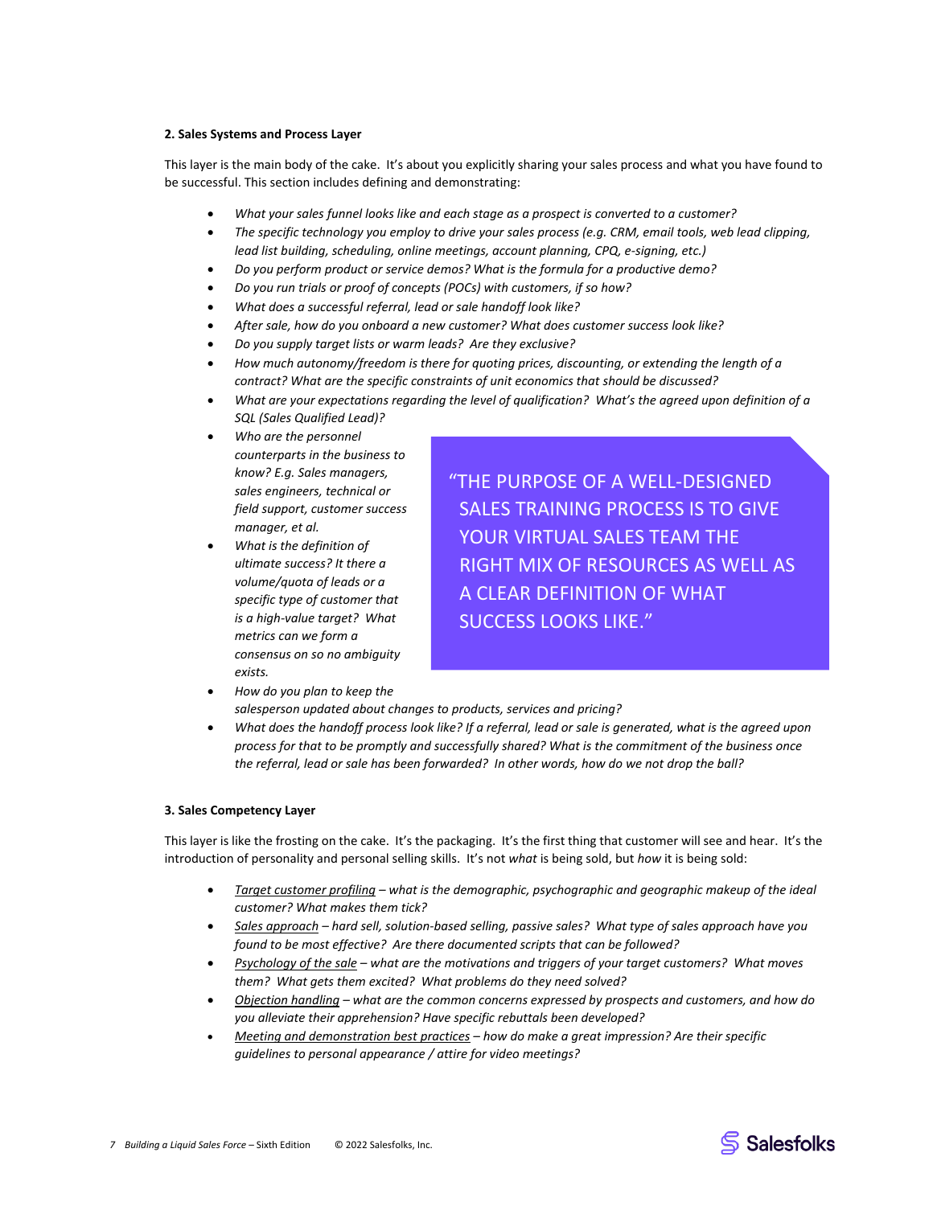**2. Sales Systems and Process Layer**

This layer is the main body of the cake. It's about you explicitly sharing your sales process and what you have found to be successful. This section includes defining and demonstrating:

- *What your sales funnel looks like and each stage as a prospect is converted to a customer?*
- *The specific technology you employ to drive your sales process (e.g. CRM, email tools, web lead clipping, lead list building, scheduling, online meetings, account planning, CPQ, e-signing, etc.)*
- *Do you perform product or service demos? What is the formula for a productive demo?*
- *Do you run trials or proof of concepts (POCs) with customers, if so how?*
- *What does a successful referral, lead or sale handoff look like?*
- *After sale, how do you onboard a new customer? What does customer success look like?*
- *Do you supply target lists or warm leads? Are they exclusive?*
- *How much autonomy/freedom is there for quoting prices, discounting, or extending the length of a contract? What are the specific constraints of unit economics that should be discussed?*
- *What are your expectations regarding the level of qualification? What's the agreed upon definition of a SQL (Sales Qualified Lead)?*
- *Who are the personnel counterparts in the business to know? E.g. Sales managers, sales engineers, technical or field support, customer success manager, et al.*
- *What is the definition of ultimate success? It there a volume/quota of leads or a specific type of customer that is a high-value target? What metrics can we form a consensus on so no ambiguity exists.*
- *How do you plan to keep the salesperson updated about changes to products, services and pricing?*
- *What does the handoff process look like? If a referral, lead or sale is generated, what is the agreed upon process for that to be promptly and successfully shared? What is the commitment of the business once the referral, lead or sale has been forwarded? In other words, how do we not drop the ball?*

> "THE PURPOSE OF A WELL-DESIGNED SALES TRAINING PROCESS IS TO GIVE YOUR VIRTUAL SALES TEAM THE RIGHT MIX OF RESOURCES AS WELL AS A CLEAR DEFINITION OF WHAT SUCCESS LOOKS LIKE."

**3. Sales Competency Layer**

This layer is like the frosting on the cake. It's the packaging. It's the first thing that customer will see and hear. It's the introduction of personality and personal selling skills. It's not *what* is being sold, but *how* it is being sold:

- *Target customer profiling – what is the demographic, psychographic and geographic makeup of the ideal customer? What makes them tick?*
- *Sales approach – hard sell, solution-based selling, passive sales? What type of sales approach have you found to be most effective? Are there documented scripts that can be followed?*
- *Psychology of the sale – what are the motivations and triggers of your target customers? What moves them? What gets them excited? What problems do they need solved?*
- *Objection handling – what are the common concerns expressed by prospects and customers, and how do you alleviate their apprehension? Have specific rebuttals been developed?*
- *Meeting and demonstration best practices – how do make a great impression? Are their specific guidelines to personal appearance / attire for video meetings?*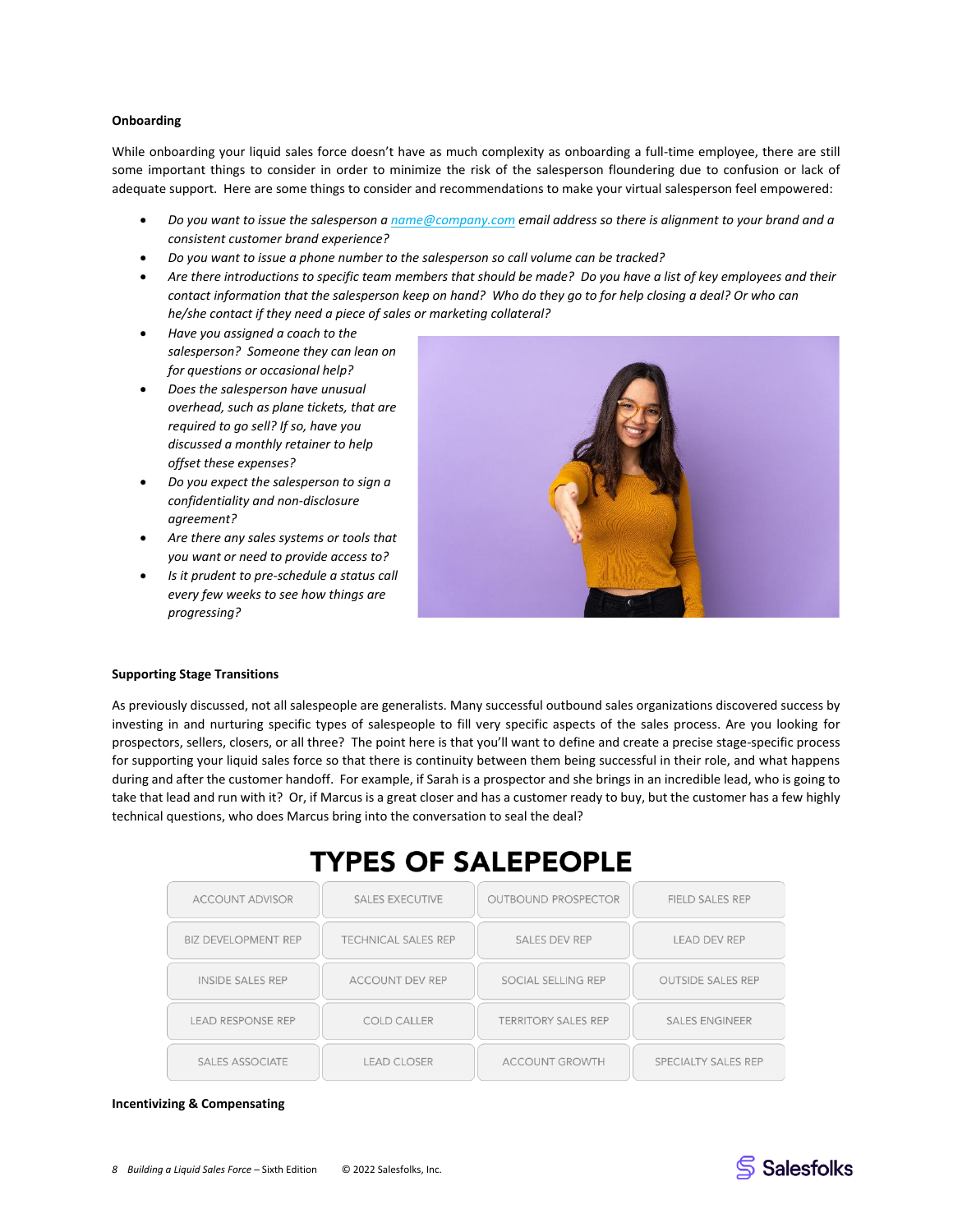### Onboarding

While onboarding your liquid sales force doesn't have as much complexity as onboarding a full-time employee, there are still some important things to consider in order to minimize the risk of the salesperson floundering due to confusion or lack of adequate support. Here are some things to consider and recommendations to make your virtual salesperson feel empowered:

- *Do you want to issue the salesperson a name@company.com email address so there is alignment to your brand and a consistent customer brand experience?*
- *Do you want to issue a phone number to the salesperson so call volume can be tracked?*
- *Are there introductions to specific team members that should be made? Do you have a list of key employees and their contact information that the salesperson keep on hand? Who do they go to for help closing a deal? Or who can he/she contact if they need a piece of sales or marketing collateral?*
- *Have you assigned a coach to the salesperson? Someone they can lean on for questions or occasional help?*
- *Does the salesperson have unusual overhead, such as plane tickets, that are required to go sell? If so, have you discussed a monthly retainer to help offset these expenses?*
- *Do you expect the salesperson to sign a confidentiality and non-disclosure agreement?*
- *Are there any sales systems or tools that you want or need to provide access to?*
- *Is it prudent to pre-schedule a status call every few weeks to see how things are progressing?*

### Supporting Stage Transitions

As previously discussed, not all salespeople are generalists. Many successful outbound sales organizations discovered success by investing in and nurturing specific types of salespeople to fill very specific aspects of the sales process. Are you looking for prospectors, sellers, closers, or all three? The point here is that you'll want to define and create a precise stage-specific process for supporting your liquid sales force so that there is continuity between them being successful in their role, and what happens during and after the customer handoff. For example, if Sarah is a prospector and she brings in an incredible lead, who is going to take that lead and run with it? Or, if Marcus is a great closer and has a customer ready to buy, but the customer has a few highly technical questions, who does Marcus bring into the conversation to seal the deal?

## TYPES OF SALEPEOPLE

| | | | |
|---|---|---|---|
| ACCOUNT ADVISOR | SALES EXECUTIVE | OUTBOUND PROSPECTOR | FIELD SALES REP |
| BIZ DEVELOPMENT REP | TECHNICAL SALES REP | SALES DEV REP | LEAD DEV REP |
| INSIDE SALES REP | ACCOUNT DEV REP | SOCIAL SELLING REP | OUTSIDE SALES REP |
| LEAD RESPONSE REP | COLD CALLER | TERRITORY SALES REP | SALES ENGINEER |
| SALES ASSOCIATE | LEAD CLOSER | ACCOUNT GROWTH | SPECIALTY SALES REP |

### Incentivizing & Compensating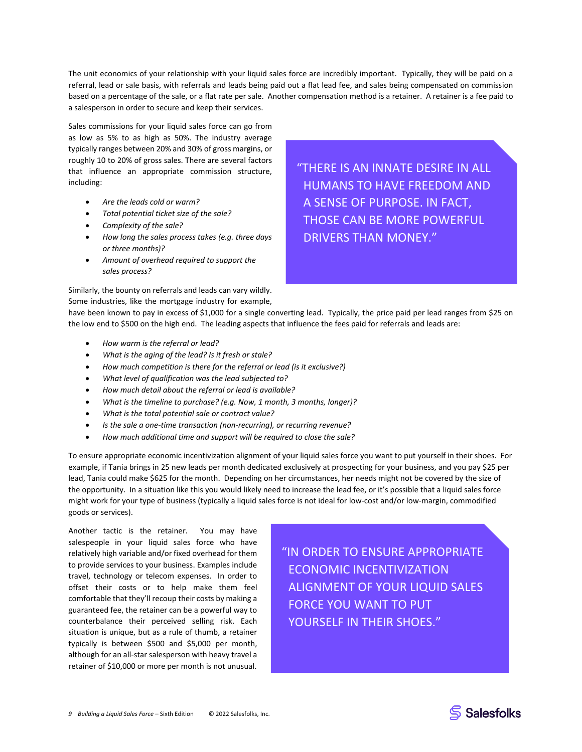The unit economics of your relationship with your liquid sales force are incredibly important. Typically, they will be paid on a referral, lead or sale basis, with referrals and leads being paid out a flat lead fee, and sales being compensated on commission based on a percentage of the sale, or a flat rate per sale. Another compensation method is a retainer. A retainer is a fee paid to a salesperson in order to secure and keep their services.

Sales commissions for your liquid sales force can go from as low as 5% to as high as 50%. The industry average typically ranges between 20% and 30% of gross margins, or roughly 10 to 20% of gross sales. There are several factors that influence an appropriate commission structure, including:

- *Are the leads cold or warm?*
- *Total potential ticket size of the sale?*
- *Complexity of the sale?*
- *How long the sales process takes (e.g. three days or three months)?*
- *Amount of overhead required to support the sales process?*

> "THERE IS AN INNATE DESIRE IN ALL HUMANS TO HAVE FREEDOM AND A SENSE OF PURPOSE. IN FACT, THOSE CAN BE MORE POWERFUL DRIVERS THAN MONEY."

Similarly, the bounty on referrals and leads can vary wildly. Some industries, like the mortgage industry for example, have been known to pay in excess of $1,000 for a single converting lead. Typically, the price paid per lead ranges from $25 on the low end to $500 on the high end. The leading aspects that influence the fees paid for referrals and leads are:

- *How warm is the referral or lead?*
- *What is the aging of the lead? Is it fresh or stale?*
- *How much competition is there for the referral or lead (is it exclusive?)*
- *What level of qualification was the lead subjected to?*
- *How much detail about the referral or lead is available?*
- *What is the timeline to purchase? (e.g. Now, 1 month, 3 months, longer)?*
- *What is the total potential sale or contract value?*
- *Is the sale a one-time transaction (non-recurring), or recurring revenue?*
- *How much additional time and support will be required to close the sale?*

To ensure appropriate economic incentivization alignment of your liquid sales force you want to put yourself in their shoes. For example, if Tania brings in 25 new leads per month dedicated exclusively at prospecting for your business, and you pay $25 per lead, Tania could make $625 for the month. Depending on her circumstances, her needs might not be covered by the size of the opportunity. In a situation like this you would likely need to increase the lead fee, or it's possible that a liquid sales force might work for your type of business (typically a liquid sales force is not ideal for low-cost and/or low-margin, commodified goods or services).

Another tactic is the retainer. You may have salespeople in your liquid sales force who have relatively high variable and/or fixed overhead for them to provide services to your business. Examples include travel, technology or telecom expenses. In order to offset their costs or to help make them feel comfortable that they'll recoup their costs by making a guaranteed fee, the retainer can be a powerful way to counterbalance their perceived selling risk. Each situation is unique, but as a rule of thumb, a retainer typically is between $500 and $5,000 per month, although for an all-star salesperson with heavy travel a retainer of $10,000 or more per month is not unusual.

> "IN ORDER TO ENSURE APPROPRIATE ECONOMIC INCENTIVIZATION ALIGNMENT OF YOUR LIQUID SALES FORCE YOU WANT TO PUT YOURSELF IN THEIR SHOES."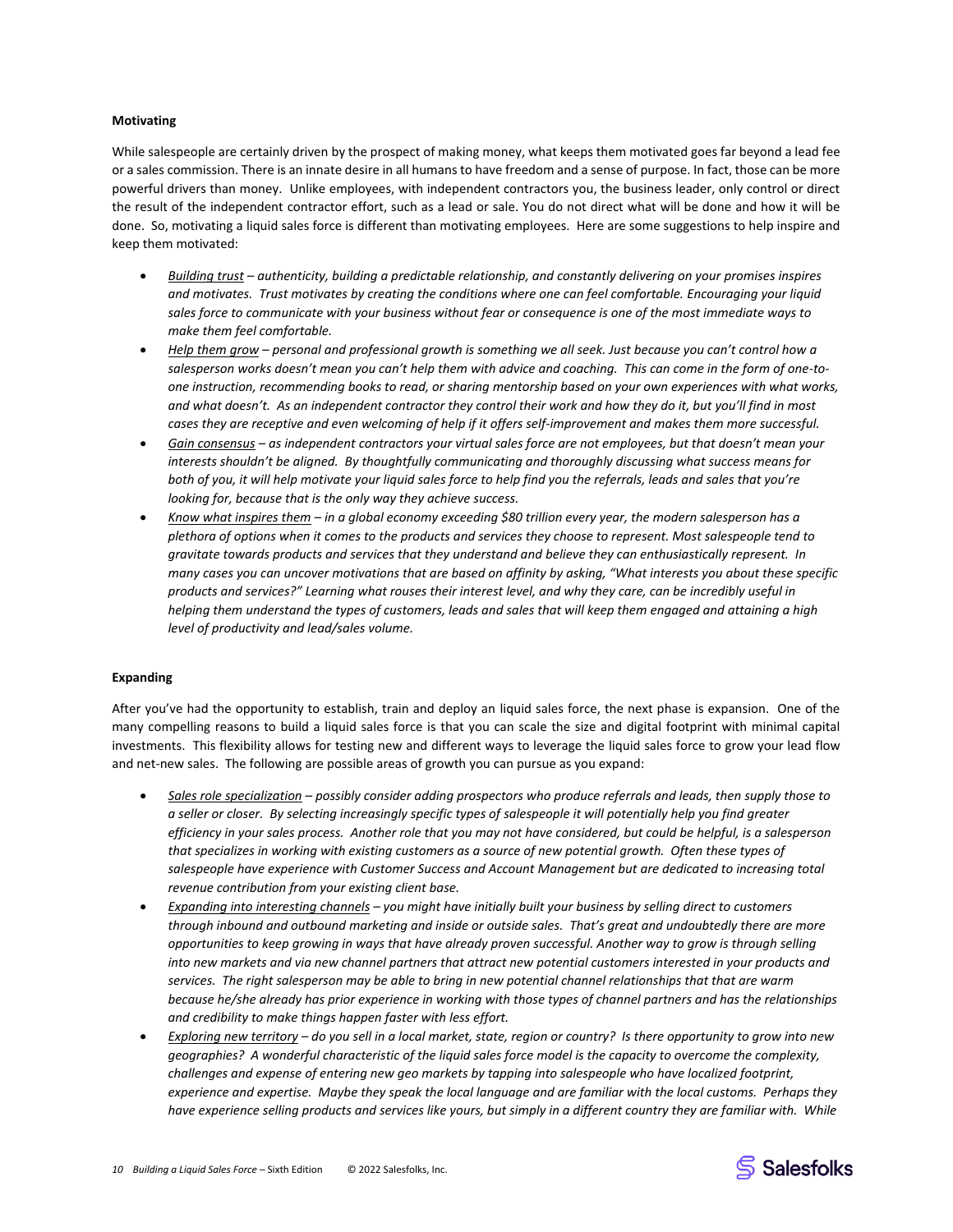**Motivating**

While salespeople are certainly driven by the prospect of making money, what keeps them motivated goes far beyond a lead fee or a sales commission. There is an innate desire in all humans to have freedom and a sense of purpose. In fact, those can be more powerful drivers than money. Unlike employees, with independent contractors you, the business leader, only control or direct the result of the independent contractor effort, such as a lead or sale. You do not direct what will be done and how it will be done. So, motivating a liquid sales force is different than motivating employees. Here are some suggestions to help inspire and keep them motivated:

- *<u>Building trust</u> – authenticity, building a predictable relationship, and constantly delivering on your promises inspires and motivates. Trust motivates by creating the conditions where one can feel comfortable. Encouraging your liquid sales force to communicate with your business without fear or consequence is one of the most immediate ways to make them feel comfortable.*
- *<u>Help them grow</u> – personal and professional growth is something we all seek. Just because you can't control how a salesperson works doesn't mean you can't help them with advice and coaching. This can come in the form of one-to-one instruction, recommending books to read, or sharing mentorship based on your own experiences with what works, and what doesn't. As an independent contractor they control their work and how they do it, but you'll find in most cases they are receptive and even welcoming of help if it offers self-improvement and makes them more successful.*
- *<u>Gain consensus</u> – as independent contractors your virtual sales force are not employees, but that doesn't mean your interests shouldn't be aligned. By thoughtfully communicating and thoroughly discussing what success means for both of you, it will help motivate your liquid sales force to help find you the referrals, leads and sales that you're looking for, because that is the only way they achieve success.*
- *<u>Know what inspires them</u> – in a global economy exceeding $80 trillion every year, the modern salesperson has a plethora of options when it comes to the products and services they choose to represent. Most salespeople tend to gravitate towards products and services that they understand and believe they can enthusiastically represent. In many cases you can uncover motivations that are based on affinity by asking, "What interests you about these specific products and services?" Learning what rouses their interest level, and why they care, can be incredibly useful in helping them understand the types of customers, leads and sales that will keep them engaged and attaining a high level of productivity and lead/sales volume.*

**Expanding**

After you've had the opportunity to establish, train and deploy an liquid sales force, the next phase is expansion. One of the many compelling reasons to build a liquid sales force is that you can scale the size and digital footprint with minimal capital investments. This flexibility allows for testing new and different ways to leverage the liquid sales force to grow your lead flow and net-new sales. The following are possible areas of growth you can pursue as you expand:

- *<u>Sales role specialization</u> – possibly consider adding prospectors who produce referrals and leads, then supply those to a seller or closer. By selecting increasingly specific types of salespeople it will potentially help you find greater efficiency in your sales process. Another role that you may not have considered, but could be helpful, is a salesperson that specializes in working with existing customers as a source of new potential growth. Often these types of salespeople have experience with Customer Success and Account Management but are dedicated to increasing total revenue contribution from your existing client base.*
- *<u>Expanding into interesting channels</u> – you might have initially built your business by selling direct to customers through inbound and outbound marketing and inside or outside sales. That's great and undoubtedly there are more opportunities to keep growing in ways that have already proven successful. Another way to grow is through selling into new markets and via new channel partners that attract new potential customers interested in your products and services. The right salesperson may be able to bring in new potential channel relationships that that are warm because he/she already has prior experience in working with those types of channel partners and has the relationships and credibility to make things happen faster with less effort.*
- *<u>Exploring new territory</u> – do you sell in a local market, state, region or country? Is there opportunity to grow into new geographies? A wonderful characteristic of the liquid sales force model is the capacity to overcome the complexity, challenges and expense of entering new geo markets by tapping into salespeople who have localized footprint, experience and expertise. Maybe they speak the local language and are familiar with the local customs. Perhaps they have experience selling products and services like yours, but simply in a different country they are familiar with. While*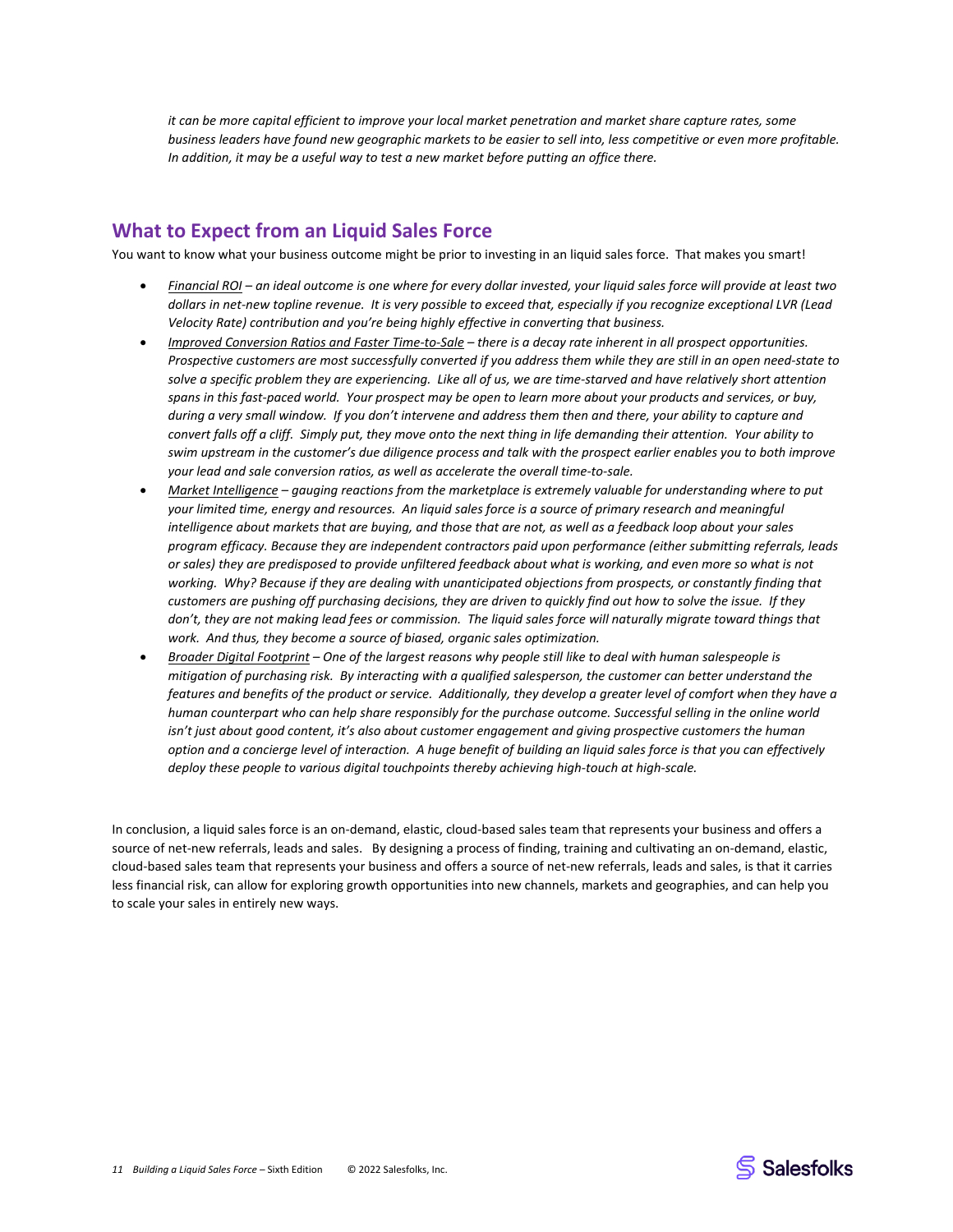*it can be more capital efficient to improve your local market penetration and market share capture rates, some business leaders have found new geographic markets to be easier to sell into, less competitive or even more profitable. In addition, it may be a useful way to test a new market before putting an office there.*

## What to Expect from an Liquid Sales Force

You want to know what your business outcome might be prior to investing in an liquid sales force. That makes you smart!

- *<u>Financial ROI</u> – an ideal outcome is one where for every dollar invested, your liquid sales force will provide at least two dollars in net-new topline revenue. It is very possible to exceed that, especially if you recognize exceptional LVR (Lead Velocity Rate) contribution and you're being highly effective in converting that business.*
- *<u>Improved Conversion Ratios and Faster Time-to-Sale</u> – there is a decay rate inherent in all prospect opportunities. Prospective customers are most successfully converted if you address them while they are still in an open need-state to solve a specific problem they are experiencing. Like all of us, we are time-starved and have relatively short attention spans in this fast-paced world. Your prospect may be open to learn more about your products and services, or buy, during a very small window. If you don't intervene and address them then and there, your ability to capture and convert falls off a cliff. Simply put, they move onto the next thing in life demanding their attention. Your ability to swim upstream in the customer's due diligence process and talk with the prospect earlier enables you to both improve your lead and sale conversion ratios, as well as accelerate the overall time-to-sale.*
- *<u>Market Intelligence</u> – gauging reactions from the marketplace is extremely valuable for understanding where to put your limited time, energy and resources. An liquid sales force is a source of primary research and meaningful intelligence about markets that are buying, and those that are not, as well as a feedback loop about your sales program efficacy. Because they are independent contractors paid upon performance (either submitting referrals, leads or sales) they are predisposed to provide unfiltered feedback about what is working, and even more so what is not working. Why? Because if they are dealing with unanticipated objections from prospects, or constantly finding that customers are pushing off purchasing decisions, they are driven to quickly find out how to solve the issue. If they don't, they are not making lead fees or commission. The liquid sales force will naturally migrate toward things that work. And thus, they become a source of biased, organic sales optimization.*
- *<u>Broader Digital Footprint</u> – One of the largest reasons why people still like to deal with human salespeople is mitigation of purchasing risk. By interacting with a qualified salesperson, the customer can better understand the features and benefits of the product or service. Additionally, they develop a greater level of comfort when they have a human counterpart who can help share responsibly for the purchase outcome. Successful selling in the online world isn't just about good content, it's also about customer engagement and giving prospective customers the human option and a concierge level of interaction. A huge benefit of building an liquid sales force is that you can effectively deploy these people to various digital touchpoints thereby achieving high-touch at high-scale.*

In conclusion, a liquid sales force is an on-demand, elastic, cloud-based sales team that represents your business and offers a source of net-new referrals, leads and sales. By designing a process of finding, training and cultivating an on-demand, elastic, cloud-based sales team that represents your business and offers a source of net-new referrals, leads and sales, is that it carries less financial risk, can allow for exploring growth opportunities into new channels, markets and geographies, and can help you to scale your sales in entirely new ways.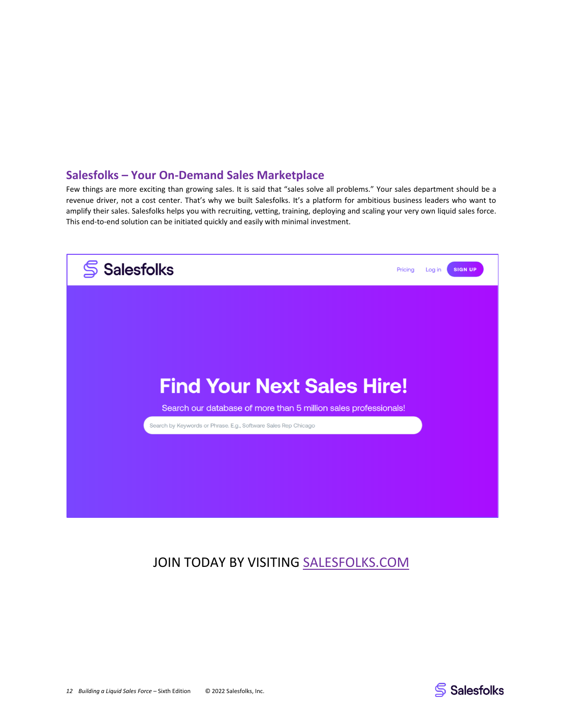## Salesfolks – Your On-Demand Sales Marketplace

Few things are more exciting than growing sales. It is said that "sales solve all problems." Your sales department should be a revenue driver, not a cost center. That's why we built Salesfolks. It's a platform for ambitious business leaders who want to amplify their sales. Salesfolks helps you with recruiting, vetting, training, deploying and scaling your very own liquid sales force. This end-to-end solution can be initiated quickly and easily with minimal investment.

Salesfolks

Pricing Log in SIGN UP

Find Your Next Sales Hire!

Search our database of more than 5 million sales professionals!

Search by Keywords or Phrase. E.g., Software Sales Rep Chicago

JOIN TODAY BY VISITING [SALESFOLKS.COM](https://salesfolks.com)